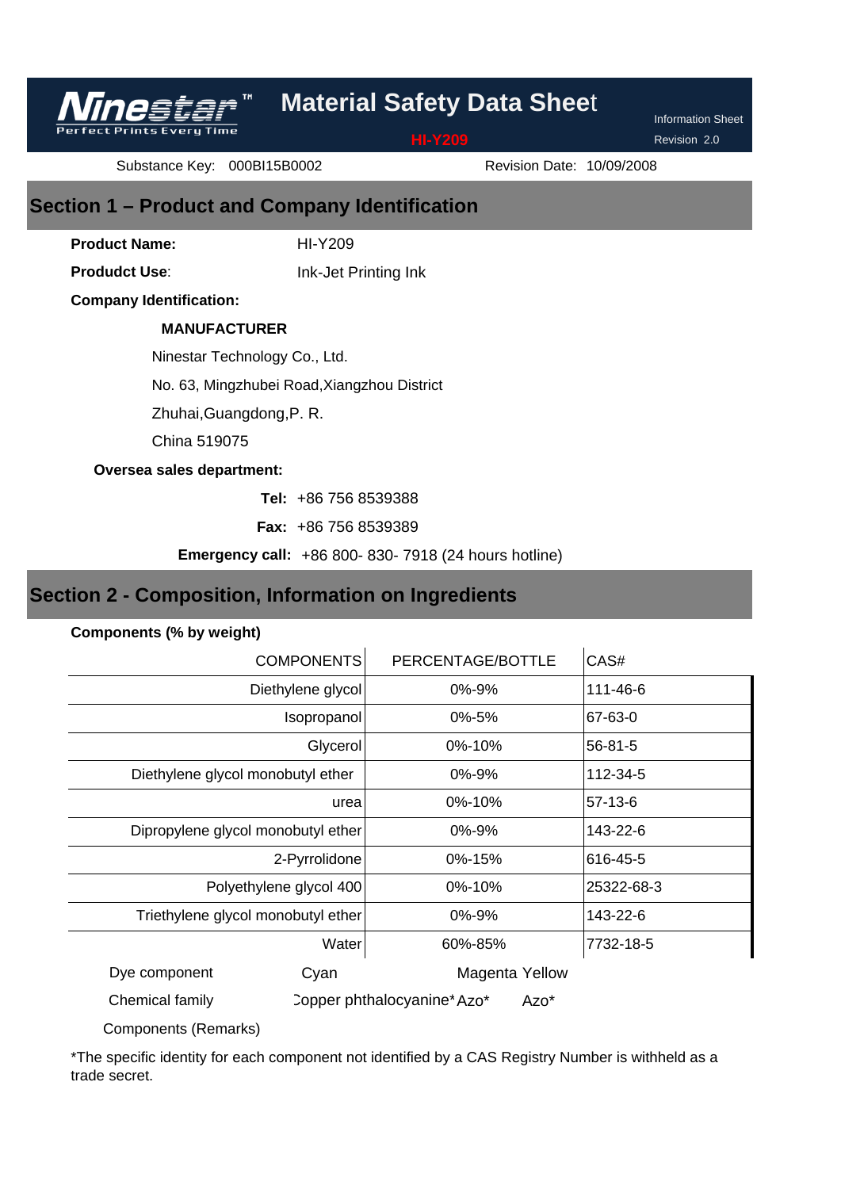**Ninestar™**
Perfect Prints Every Time

# Material Safety Data Sheet

**HI-Y209**

Information Sheet
Revision 2.0

Substance Key: 000BI15B0002 Revision Date: 10/09/2008

## Section 1 – Product and Company Identification

**Product Name:** HI-Y209

**Probudct Use**: Ink-Jet Printing Ink

**Company Identification:**

**MANUFACTURER**

Ninestar Technology Co., Ltd.
No. 63, Mingzhubei Road,Xiangzhou District
Zhuhai,Guangdong,P. R.
China 519075

**Oversea sales department:**

**Tel:** +86 756 8539388

**Fax:** +86 756 8539389

**Emergency call:** +86 800- 830- 7918 (24 hours hotline)

## Section 2 - Composition, Information on Ingredients

**Components (% by weight)**

| COMPONENTS | PERCENTAGE/BOTTLE | CAS# |
|---|---|---|
| Diethylene glycol | 0%-9% | 111-46-6 |
| Isopropanol | 0%-5% | 67-63-0 |
| Glycerol | 0%-10% | 56-81-5 |
| Diethylene glycol monobutyl ether | 0%-9% | 112-34-5 |
| urea | 0%-10% | 57-13-6 |
| Dipropylene glycol monobutyl ether | 0%-9% | 143-22-6 |
| 2-Pyrrolidone | 0%-15% | 616-45-5 |
| Polyethylene glycol 400 | 0%-10% | 25322-68-3 |
| Triethylene glycol monobutyl ether | 0%-9% | 143-22-6 |
| Water | 60%-85% | 7732-18-5 |

| Dye component | Cyan | Magenta | Yellow |
|---|---|---|---|
| Chemical family | Copper phthalocyanine* | Azo* | Azo* |

Components (Remarks)

*The specific identity for each component not identified by a CAS Registry Number is withheld as a trade secret.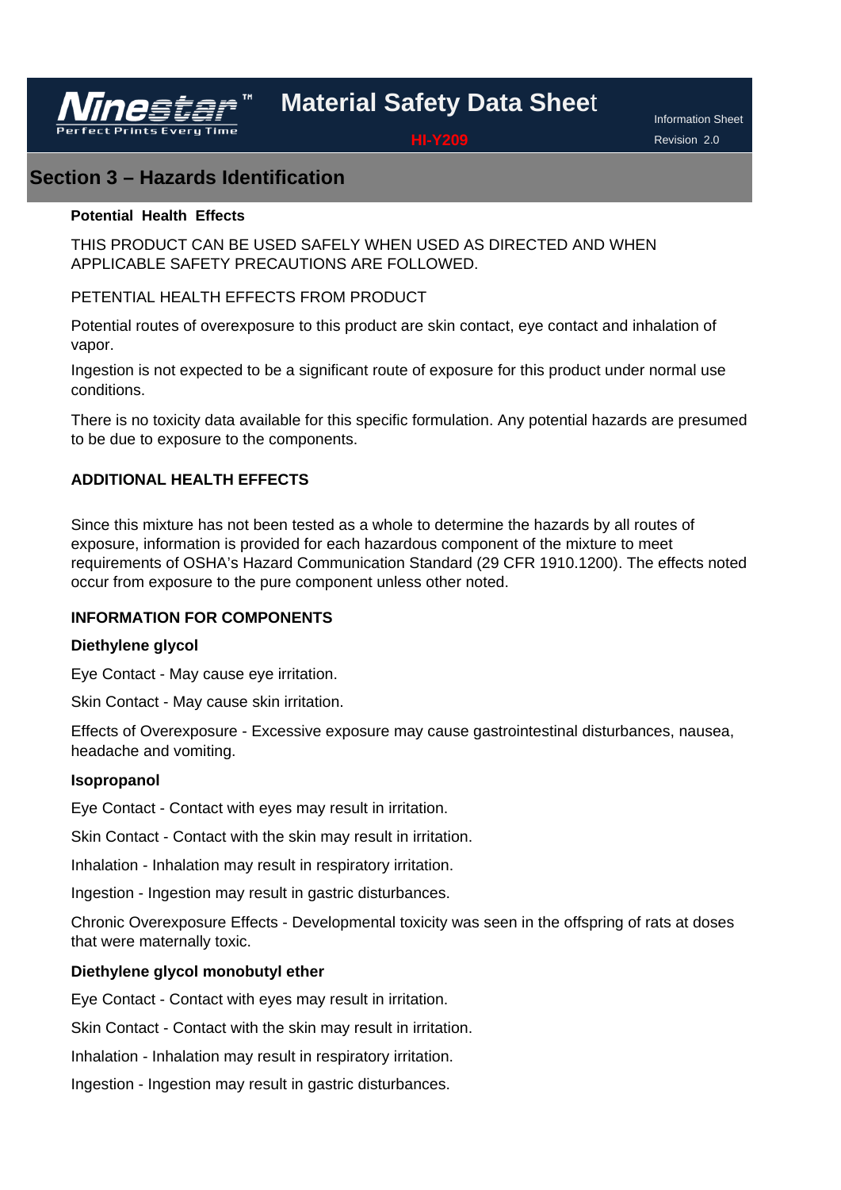## Section 3 – Hazards Identification

**Potential Health Effects**

THIS PRODUCT CAN BE USED SAFELY WHEN USED AS DIRECTED AND WHEN APPLICABLE SAFETY PRECAUTIONS ARE FOLLOWED.

PETENTIAL HEALTH EFFECTS FROM PRODUCT

Potential routes of overexposure to this product are skin contact, eye contact and inhalation of vapor.

Ingestion is not expected to be a significant route of exposure for this product under normal use conditions.

There is no toxicity data available for this specific formulation. Any potential hazards are presumed to be due to exposure to the components.

**ADDITIONAL HEALTH EFFECTS**

Since this mixture has not been tested as a whole to determine the hazards by all routes of exposure, information is provided for each hazardous component of the mixture to meet requirements of OSHA's Hazard Communication Standard (29 CFR 1910.1200). The effects noted occur from exposure to the pure component unless other noted.

**INFORMATION FOR COMPONENTS**

**Diethylene glycol**

Eye Contact - May cause eye irritation.

Skin Contact - May cause skin irritation.

Effects of Overexposure - Excessive exposure may cause gastrointestinal disturbances, nausea, headache and vomiting.

**Isopropanol**

Eye Contact - Contact with eyes may result in irritation.

Skin Contact - Contact with the skin may result in irritation.

Inhalation - Inhalation may result in respiratory irritation.

Ingestion - Ingestion may result in gastric disturbances.

Chronic Overexposure Effects - Developmental toxicity was seen in the offspring of rats at doses that were maternally toxic.

**Diethylene glycol monobutyl ether**

Eye Contact - Contact with eyes may result in irritation.

Skin Contact - Contact with the skin may result in irritation.

Inhalation - Inhalation may result in respiratory irritation.

Ingestion - Ingestion may result in gastric disturbances.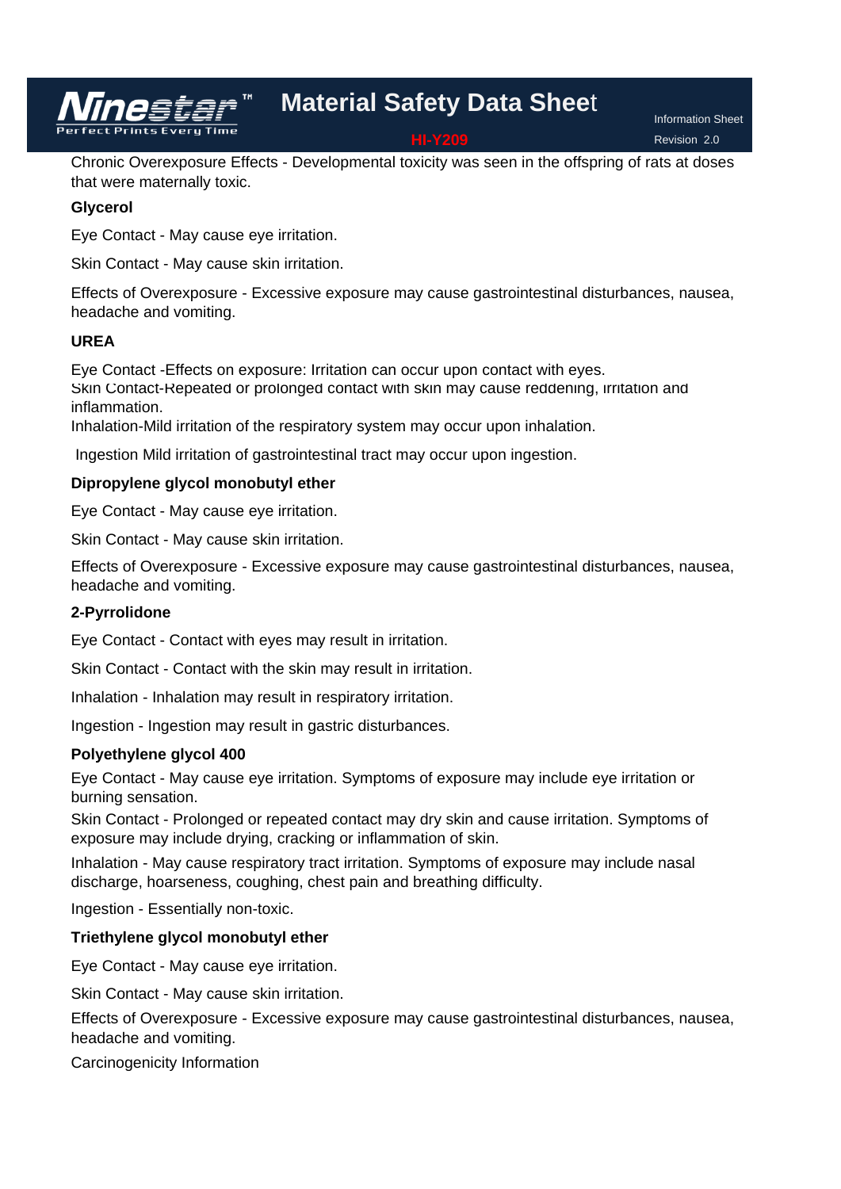Chronic Overexposure Effects - Developmental toxicity was seen in the offspring of rats at doses that were maternally toxic.

**Glycerol**

Eye Contact - May cause eye irritation.

Skin Contact - May cause skin irritation.

Effects of Overexposure - Excessive exposure may cause gastrointestinal disturbances, nausea, headache and vomiting.

**UREA**

Eye Contact -Effects on exposure: Irritation can occur upon contact with eyes.
Skin Contact-Repeated or prolonged contact with skin may cause reddening, irritation and inflammation.
Inhalation-Mild irritation of the respiratory system may occur upon inhalation.

Ingestion Mild irritation of gastrointestinal tract may occur upon ingestion.

**Dipropylene glycol monobutyl ether**

Eye Contact - May cause eye irritation.

Skin Contact - May cause skin irritation.

Effects of Overexposure - Excessive exposure may cause gastrointestinal disturbances, nausea, headache and vomiting.

**2-Pyrrolidone**

Eye Contact - Contact with eyes may result in irritation.

Skin Contact - Contact with the skin may result in irritation.

Inhalation - Inhalation may result in respiratory irritation.

Ingestion - Ingestion may result in gastric disturbances.

**Polyethylene glycol 400**

Eye Contact - May cause eye irritation. Symptoms of exposure may include eye irritation or burning sensation.

Skin Contact - Prolonged or repeated contact may dry skin and cause irritation. Symptoms of exposure may include drying, cracking or inflammation of skin.

Inhalation - May cause respiratory tract irritation. Symptoms of exposure may include nasal discharge, hoarseness, coughing, chest pain and breathing difficulty.

Ingestion - Essentially non-toxic.

**Triethylene glycol monobutyl ether**

Eye Contact - May cause eye irritation.

Skin Contact - May cause skin irritation.

Effects of Overexposure - Excessive exposure may cause gastrointestinal disturbances, nausea, headache and vomiting.

Carcinogenicity Information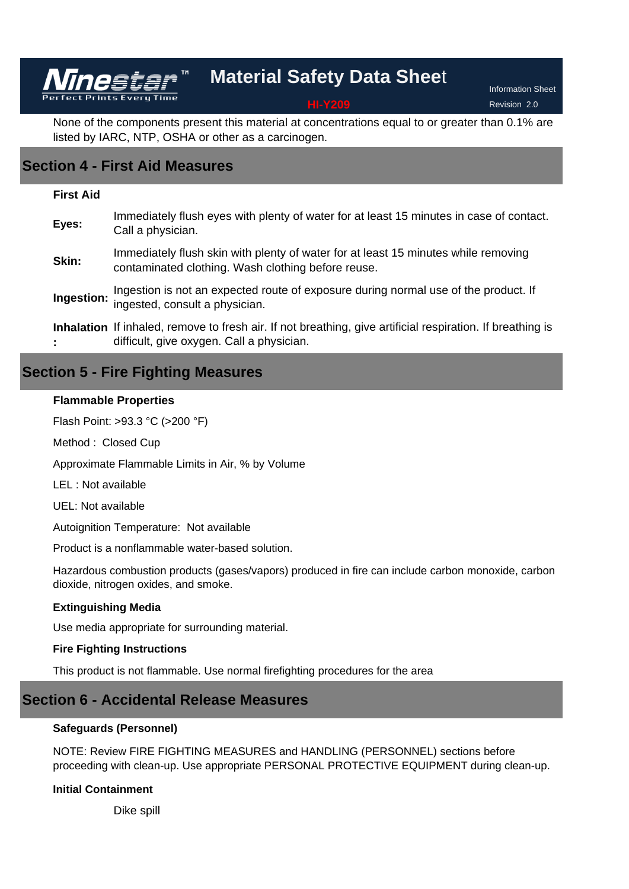None of the components present this material at concentrations equal to or greater than 0.1% are listed by IARC, NTP, OSHA or other as a carcinogen.

## Section 4 - First Aid Measures

**First Aid**

**Eyes:** Immediately flush eyes with plenty of water for at least 15 minutes in case of contact. Call a physician.

**Skin:** Immediately flush skin with plenty of water for at least 15 minutes while removing contaminated clothing. Wash clothing before reuse.

**Ingestion:** Ingestion is not an expected route of exposure during normal use of the product. If ingested, consult a physician.

**Inhalation:** If inhaled, remove to fresh air. If not breathing, give artificial respiration. If breathing is difficult, give oxygen. Call a physician.

## Section 5 - Fire Fighting Measures

**Flammable Properties**

Flash Point: >93.3 °C (>200 °F)

Method : Closed Cup

Approximate Flammable Limits in Air, % by Volume

LEL : Not available

UEL: Not available

Autoignition Temperature: Not available

Product is a nonflammable water-based solution.

Hazardous combustion products (gases/vapors) produced in fire can include carbon monoxide, carbon dioxide, nitrogen oxides, and smoke.

**Extinguishing Media**

Use media appropriate for surrounding material.

**Fire Fighting Instructions**

This product is not flammable. Use normal firefighting procedures for the area

## Section 6 - Accidental Release Measures

**Safeguards (Personnel)**

NOTE: Review FIRE FIGHTING MEASURES and HANDLING (PERSONNEL) sections before proceeding with clean-up. Use appropriate PERSONAL PROTECTIVE EQUIPMENT during clean-up.

**Initial Containment**

Dike spill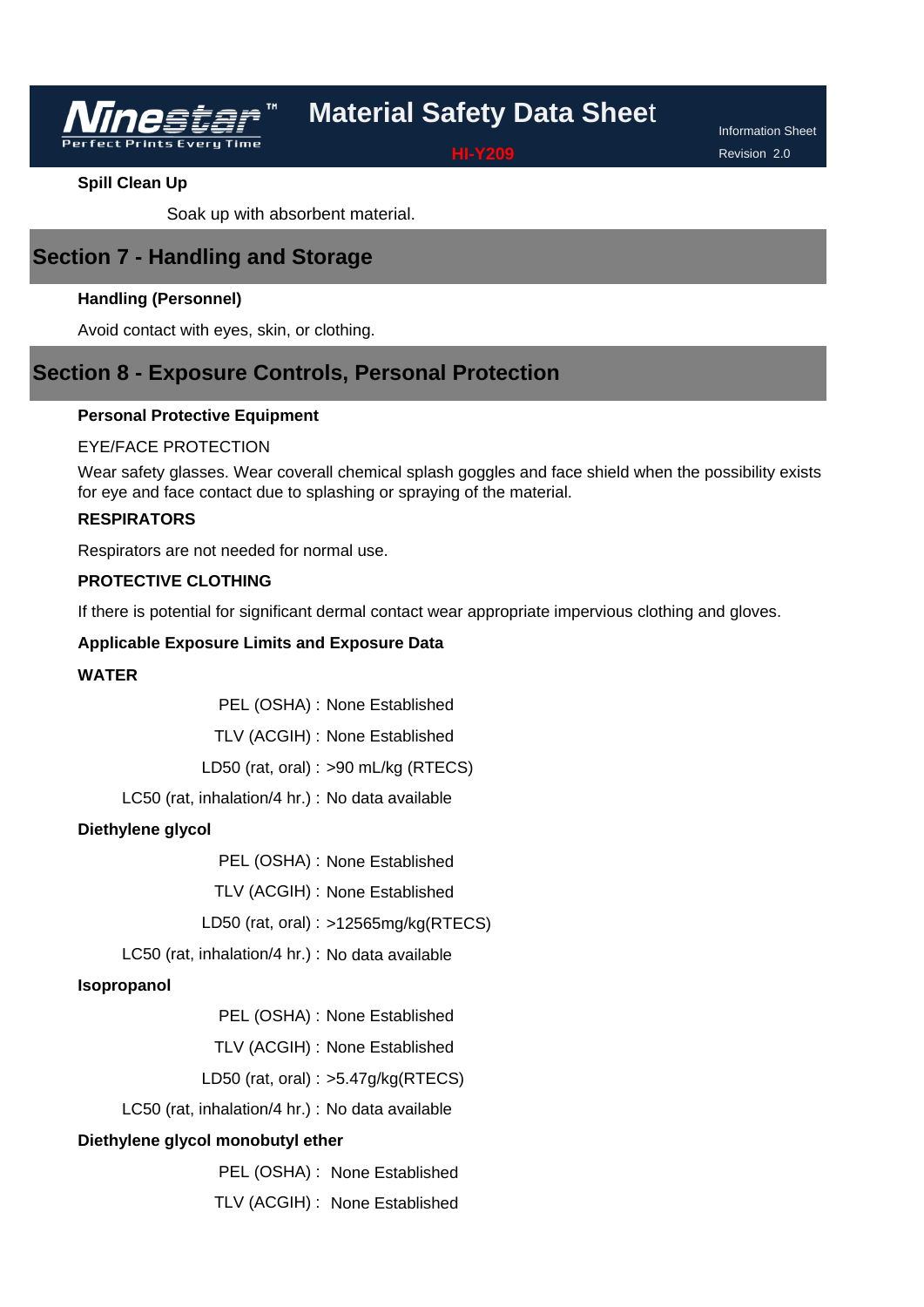**Spill Clean Up**

Soak up with absorbent material.

## Section 7 - Handling and Storage

**Handling (Personnel)**

Avoid contact with eyes, skin, or clothing.

## Section 8 - Exposure Controls, Personal Protection

**Personal Protective Equipment**

EYE/FACE PROTECTION

Wear safety glasses. Wear coverall chemical splash goggles and face shield when the possibility exists for eye and face contact due to splashing or spraying of the material.

**RESPIRATORS**

Respirators are not needed for normal use.

**PROTECTIVE CLOTHING**

If there is potential for significant dermal contact wear appropriate impervious clothing and gloves.

**Applicable Exposure Limits and Exposure Data**

**WATER**

PEL (OSHA) : None Established

TLV (ACGIH) : None Established

LD50 (rat, oral) : >90 mL/kg (RTECS)

LC50 (rat, inhalation/4 hr.) : No data available

**Diethylene glycol**

PEL (OSHA) : None Established

TLV (ACGIH) : None Established

LD50 (rat, oral) : >12565mg/kg(RTECS)

LC50 (rat, inhalation/4 hr.) : No data available

**Isopropanol**

PEL (OSHA) : None Established

TLV (ACGIH) : None Established

LD50 (rat, oral) : >5.47g/kg(RTECS)

LC50 (rat, inhalation/4 hr.) : No data available

**Diethylene glycol monobutyl ether**

PEL (OSHA) : None Established

TLV (ACGIH) : None Established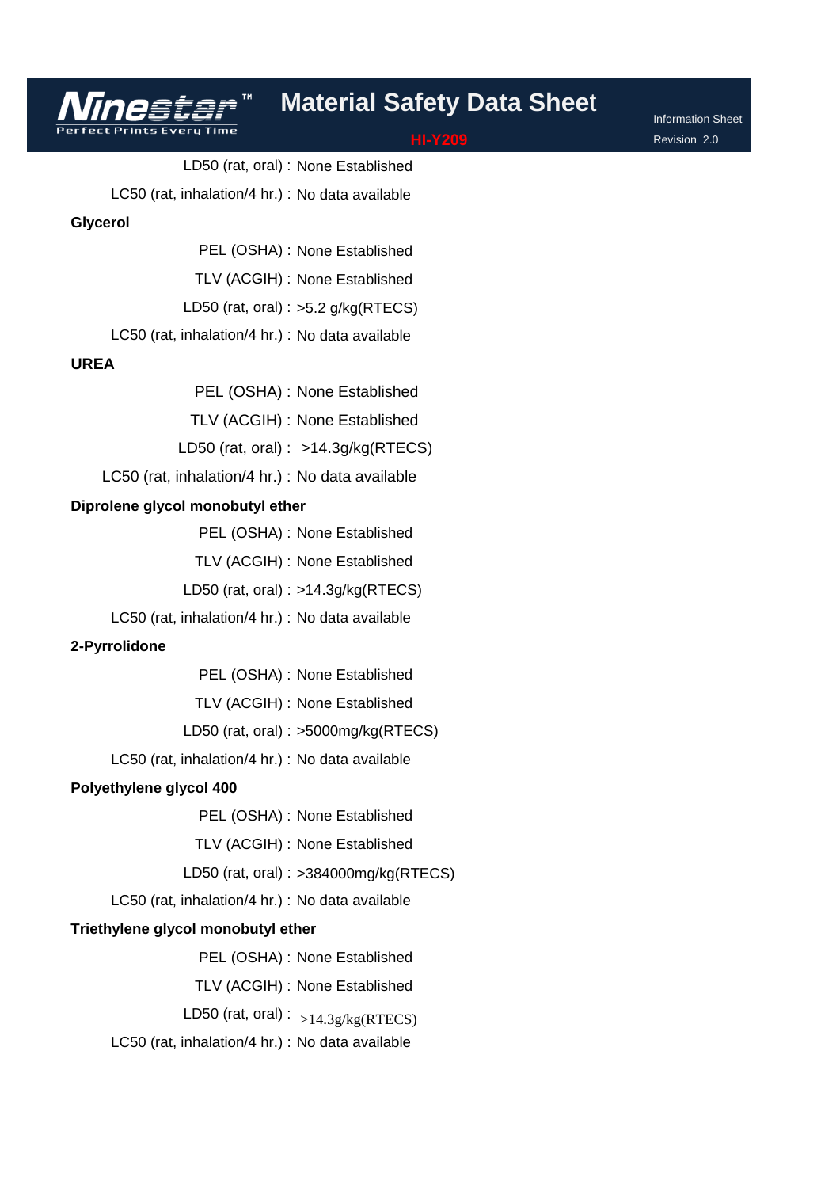LD50 (rat, oral) : None Established

LC50 (rat, inhalation/4 hr.) : No data available

**Glycerol**

PEL (OSHA) : None Established

TLV (ACGIH) : None Established

LD50 (rat, oral) : >5.2 g/kg(RTECS)

LC50 (rat, inhalation/4 hr.) : No data available

**UREA**

PEL (OSHA) : None Established

TLV (ACGIH) : None Established

LD50 (rat, oral) : >14.3g/kg(RTECS)

LC50 (rat, inhalation/4 hr.) : No data available

**Diprolene glycol monobutyl ether**

PEL (OSHA) : None Established

TLV (ACGIH) : None Established

LD50 (rat, oral) : >14.3g/kg(RTECS)

LC50 (rat, inhalation/4 hr.) : No data available

**2-Pyrrolidone**

PEL (OSHA) : None Established

TLV (ACGIH) : None Established

LD50 (rat, oral) : >5000mg/kg(RTECS)

LC50 (rat, inhalation/4 hr.) : No data available

**Polyethylene glycol 400**

PEL (OSHA) : None Established

TLV (ACGIH) : None Established

LD50 (rat, oral) : >384000mg/kg(RTECS)

LC50 (rat, inhalation/4 hr.) : No data available

**Triethylene glycol monobutyl ether**

PEL (OSHA) : None Established

TLV (ACGIH) : None Established

LD50 (rat, oral) : >14.3g/kg(RTECS)

LC50 (rat, inhalation/4 hr.) : No data available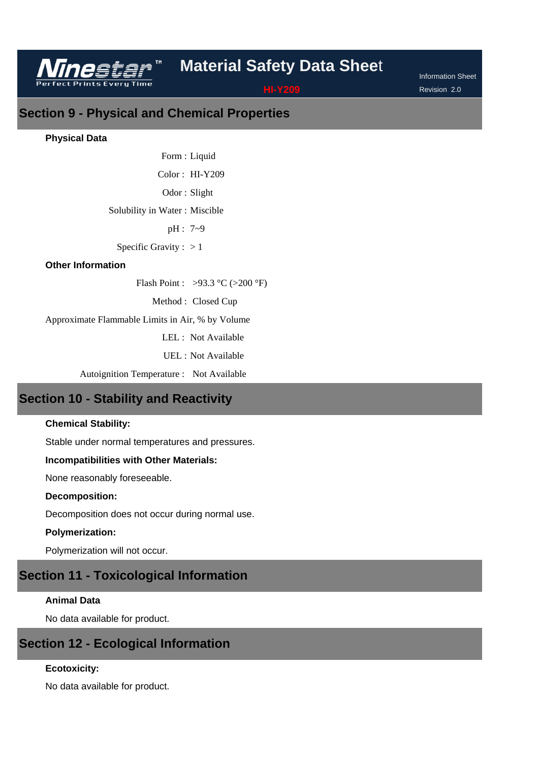## Section 9 - Physical and Chemical Properties

**Physical Data**

Form : Liquid

Color : HI-Y209

Odor : Slight

Solubility in Water : Miscible

pH : 7~9

Specific Gravity : > 1

**Other Information**

Flash Point : >93.3 °C (>200 °F)

Method : Closed Cup

Approximate Flammable Limits in Air, % by Volume

LEL : Not Available

UEL : Not Available

Autoignition Temperature : Not Available

## Section 10 - Stability and Reactivity

**Chemical Stability:**

Stable under normal temperatures and pressures.

**Incompatibilities with Other Materials:**

None reasonably foreseeable.

**Decomposition:**

Decomposition does not occur during normal use.

**Polymerization:**

Polymerization will not occur.

## Section 11 - Toxicological Information

**Animal Data**

No data available for product.

## Section 12 - Ecological Information

**Ecotoxicity:**

No data available for product.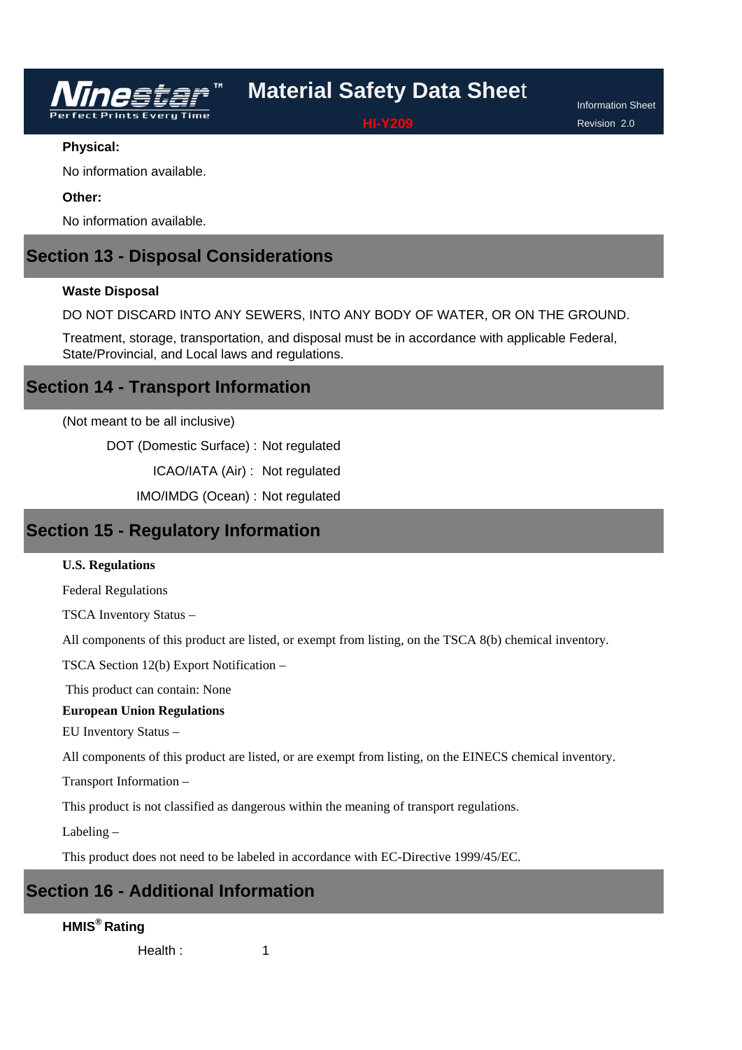**Physical:**

No information available.

**Other:**

No information available.

## Section 13 - Disposal Considerations

**Waste Disposal**

DO NOT DISCARD INTO ANY SEWERS, INTO ANY BODY OF WATER, OR ON THE GROUND.

Treatment, storage, transportation, and disposal must be in accordance with applicable Federal, State/Provincial, and Local laws and regulations.

## Section 14 - Transport Information

(Not meant to be all inclusive)

DOT (Domestic Surface) : Not regulated

ICAO/IATA (Air) : Not regulated

IMO/IMDG (Ocean) : Not regulated

## Section 15 - Regulatory Information

**U.S. Regulations**

Federal Regulations

TSCA Inventory Status –

All components of this product are listed, or exempt from listing, on the TSCA 8(b) chemical inventory.

TSCA Section 12(b) Export Notification –

This product can contain: None

**European Union Regulations**

EU Inventory Status –

All components of this product are listed, or are exempt from listing, on the EINECS chemical inventory.

Transport Information –

This product is not classified as dangerous within the meaning of transport regulations.

Labeling –

This product does not need to be labeled in accordance with EC-Directive 1999/45/EC.

## Section 16 - Additional Information

**HMIS® Rating**

Health : 1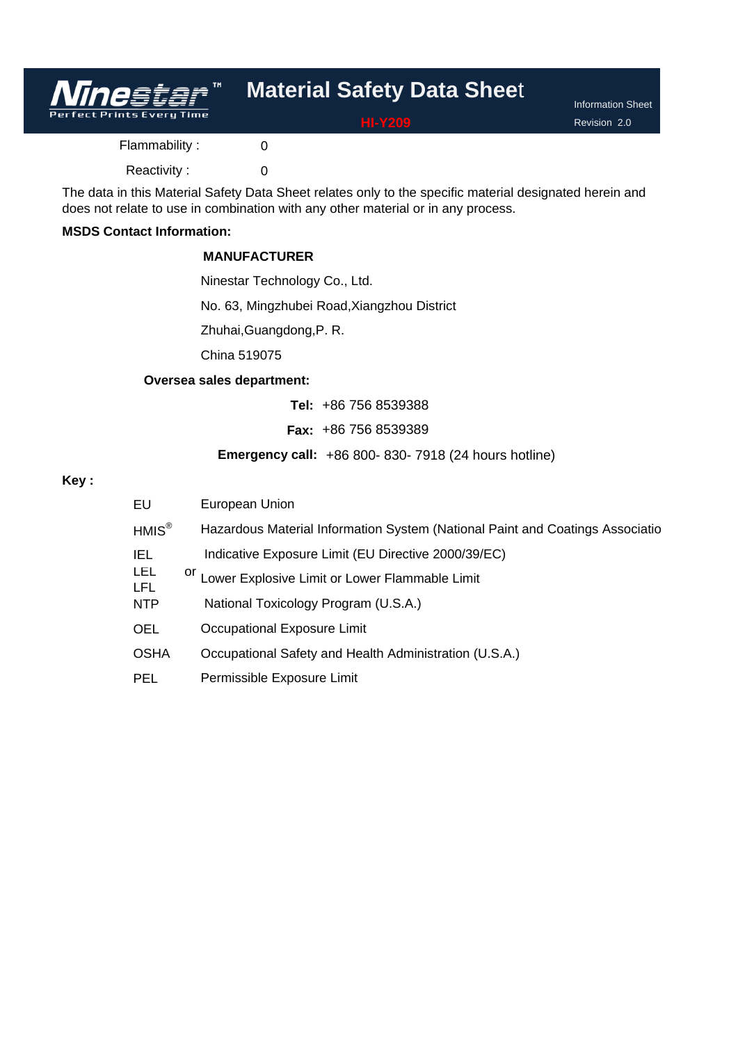Flammability : 0

Reactivity : 0

The data in this Material Safety Data Sheet relates only to the specific material designated herein and does not relate to use in combination with any other material or in any process.

**MSDS Contact Information:**

**MANUFACTURER**

Ninestar Technology Co., Ltd.

No. 63, Mingzhubei Road,Xiangzhou District

Zhuhai,Guangdong,P. R.

China 519075

**Oversea sales department:**

**Tel:** +86 756 8539388

**Fax:** +86 756 8539389

**Emergency call:** +86 800- 830- 7918 (24 hours hotline)

**Key :**

| | |
|---|---|
| EU | European Union |
| HMIS® | Hazardous Material Information System (National Paint and Coatings Associatio |
| IEL | Indicative Exposure Limit (EU Directive 2000/39/EC) |
| LEL or LFL | Lower Explosive Limit or Lower Flammable Limit |
| NTP | National Toxicology Program (U.S.A.) |
| OEL | Occupational Exposure Limit |
| OSHA | Occupational Safety and Health Administration (U.S.A.) |
| PEL | Permissible Exposure Limit |